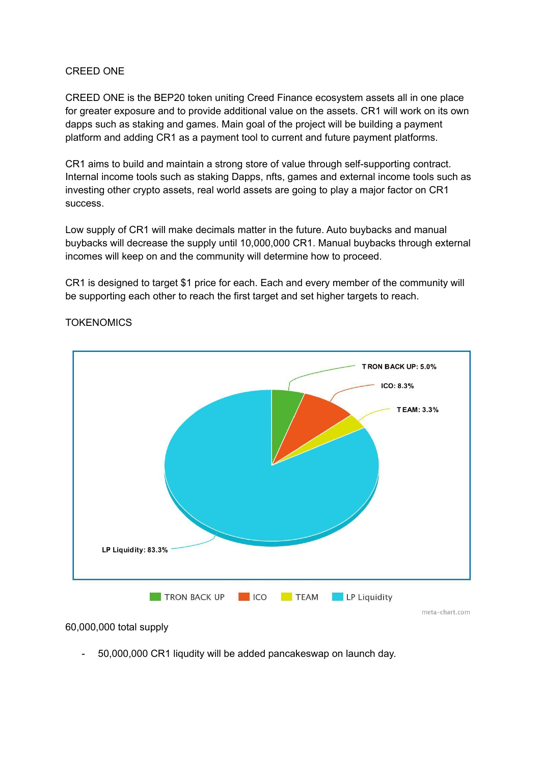# CREED ONE

CREED ONE is the BEP20 token uniting Creed Finance ecosystem assets all in one place for greater exposure and to provide additional value on the assets. CR1 will work on its own dapps such as staking and games. Main goal of the project will be building a payment platform and adding CR1 as a payment tool to current and future payment platforms.

CR1 aims to build and maintain a strong store of value through self-supporting contract. Internal income tools such as staking Dapps, nfts, games and external income tools such as investing other crypto assets, real world assets are going to play a major factor on CR1 success.

Low supply of CR1 will make decimals matter in the future. Auto buybacks and manual buybacks will decrease the supply until 10,000,000 CR1. Manual buybacks through external incomes will keep on and the community will determine how to proceed.

CR1 is designed to target $1 price for each. Each and every member of the community will be supporting each other to reach the first target and set higher targets to reach.

## TOKENOMICS

TRON BACK UP: 5.0%

ICO: 8.3%

TEAM: 3.3%

LP Liquidity: 83.3%

TRON BACK UP | ICO | TEAM | LP Liquidity

meta-chart.com

60,000,000 total supply

- 50,000,000 CR1 liqudity will be added pancakeswap on launch day.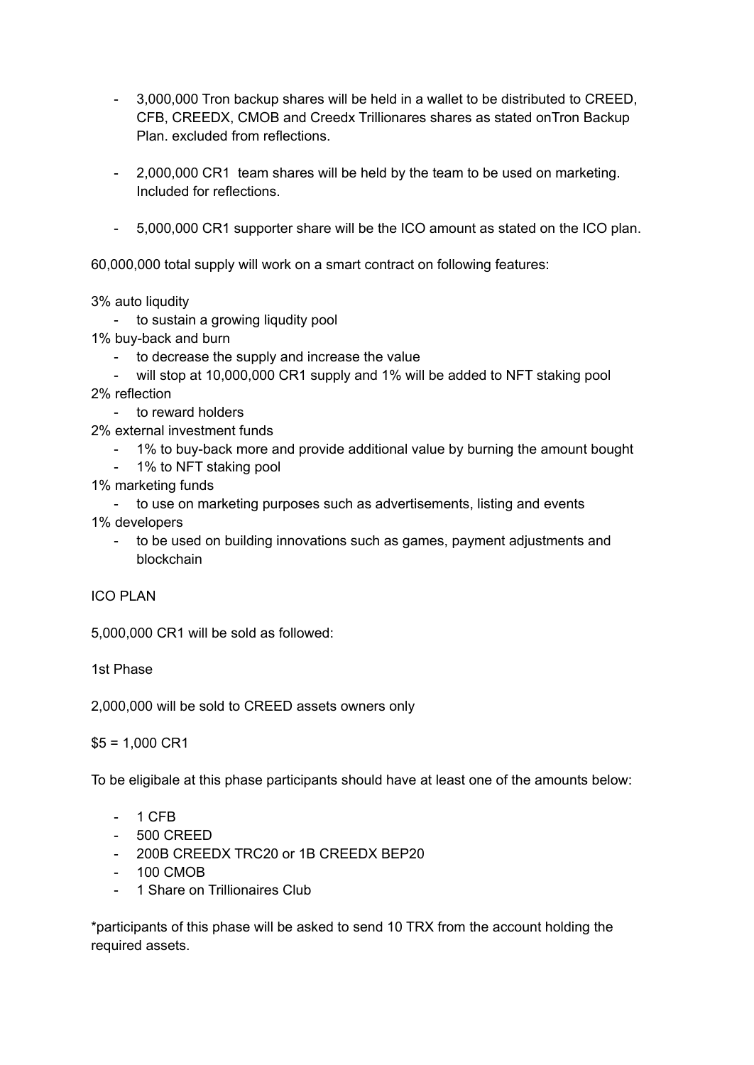- 3,000,000 Tron backup shares will be held in a wallet to be distributed to CREED, CFB, CREEDX, CMOB and Creedx Trillionares shares as stated onTron Backup Plan. excluded from reflections.

- 2,000,000 CR1 team shares will be held by the team to be used on marketing. Included for reflections.

- 5,000,000 CR1 supporter share will be the ICO amount as stated on the ICO plan.

60,000,000 total supply will work on a smart contract on following features:

3% auto liqudity
- to sustain a growing liqudity pool

1% buy-back and burn
- to decrease the supply and increase the value
- will stop at 10,000,000 CR1 supply and 1% will be added to NFT staking pool

2% reflection
- to reward holders

2% external investment funds
- 1% to buy-back more and provide additional value by burning the amount bought
- 1% to NFT staking pool

1% marketing funds
- to use on marketing purposes such as advertisements, listing and events

1% developers
- to be used on building innovations such as games, payment adjustments and blockchain

ICO PLAN

5,000,000 CR1 will be sold as followed:

1st Phase

2,000,000 will be sold to CREED assets owners only

$5 = 1,000 CR1

To be eligibale at this phase participants should have at least one of the amounts below:

- 1 CFB
- 500 CREED
- 200B CREEDX TRC20 or 1B CREEDX BEP20
- 100 CMOB
- 1 Share on Trillionaires Club

*participants of this phase will be asked to send 10 TRX from the account holding the required assets.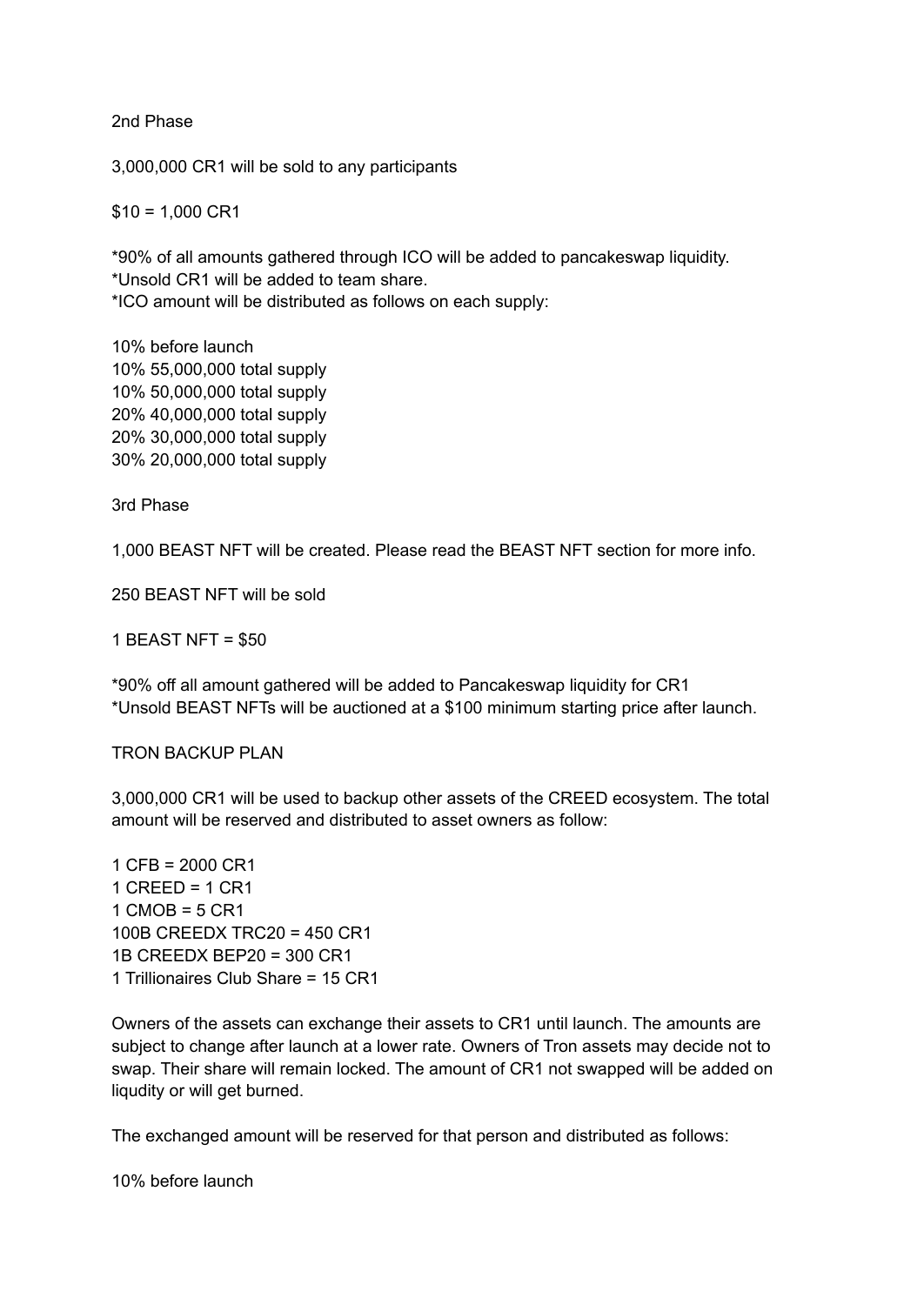## 2nd Phase

3,000,000 CR1 will be sold to any participants

$10 = 1,000 CR1

*90% of all amounts gathered through ICO will be added to pancakeswap liquidity.
*Unsold CR1 will be added to team share.
*ICO amount will be distributed as follows on each supply:

10% before launch
10% 55,000,000 total supply
10% 50,000,000 total supply
20% 40,000,000 total supply
20% 30,000,000 total supply
30% 20,000,000 total supply

## 3rd Phase

1,000 BEAST NFT will be created. Please read the BEAST NFT section for more info.

250 BEAST NFT will be sold

1 BEAST NFT = $50

*90% off all amount gathered will be added to Pancakeswap liquidity for CR1
*Unsold BEAST NFTs will be auctioned at a $100 minimum starting price after launch.

## TRON BACKUP PLAN

3,000,000 CR1 will be used to backup other assets of the CREED ecosystem. The total amount will be reserved and distributed to asset owners as follow:

1 CFB = 2000 CR1
1 CREED = 1 CR1
1 CMOB = 5 CR1
100B CREEDX TRC20 = 450 CR1
1B CREEDX BEP20 = 300 CR1
1 Trillionaires Club Share = 15 CR1

Owners of the assets can exchange their assets to CR1 until launch. The amounts are subject to change after launch at a lower rate. Owners of Tron assets may decide not to swap. Their share will remain locked. The amount of CR1 not swapped will be added on liqudity or will get burned.

The exchanged amount will be reserved for that person and distributed as follows:

10% before launch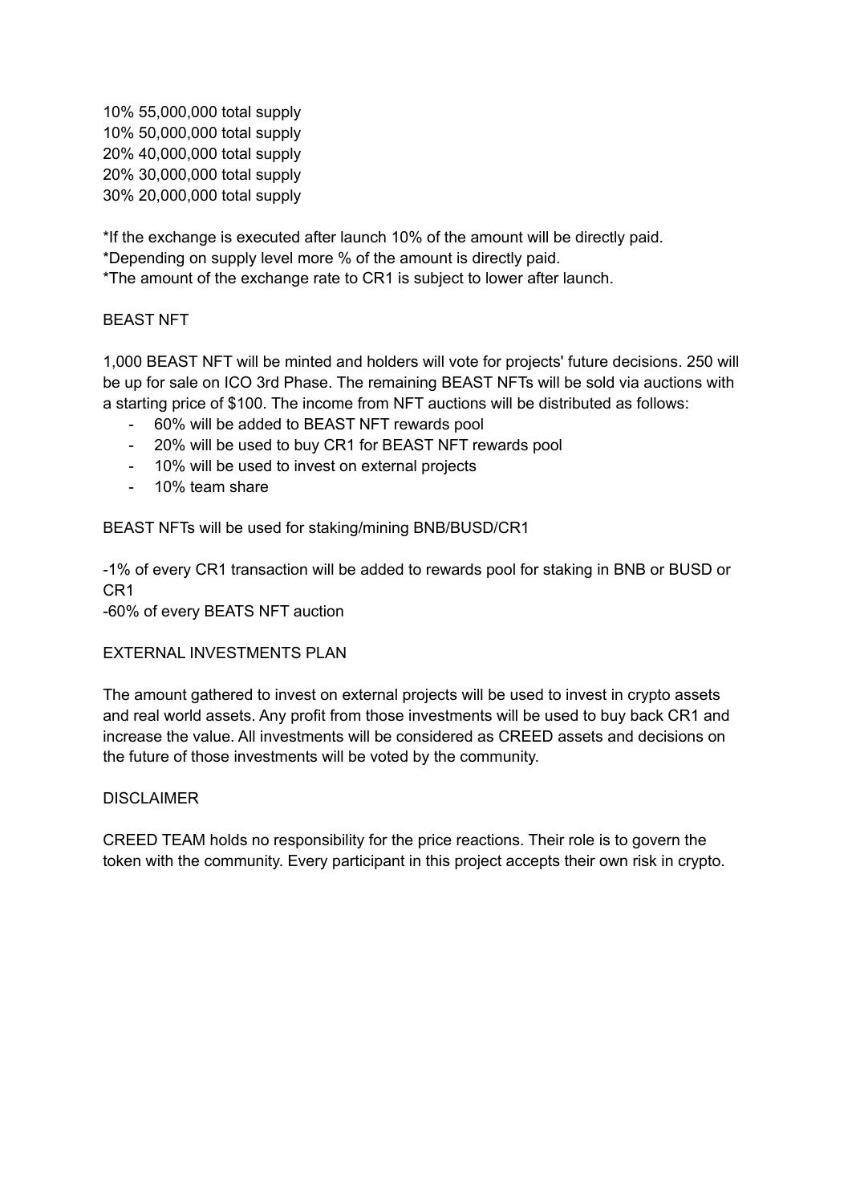10% 55,000,000 total supply
10% 50,000,000 total supply
20% 40,000,000 total supply
20% 30,000,000 total supply
30% 20,000,000 total supply

*If the exchange is executed after launch 10% of the amount will be directly paid.
*Depending on supply level more % of the amount is directly paid.
*The amount of the exchange rate to CR1 is subject to lower after launch.

## BEAST NFT

1,000 BEAST NFT will be minted and holders will vote for projects' future decisions. 250 will be up for sale on ICO 3rd Phase. The remaining BEAST NFTs will be sold via auctions with a starting price of $100. The income from NFT auctions will be distributed as follows:

- 60% will be added to BEAST NFT rewards pool
- 20% will be used to buy CR1 for BEAST NFT rewards pool
- 10% will be used to invest on external projects
- 10% team share

BEAST NFTs will be used for staking/mining BNB/BUSD/CR1

-1% of every CR1 transaction will be added to rewards pool for staking in BNB or BUSD or CR1
-60% of every BEATS NFT auction

## EXTERNAL INVESTMENTS PLAN

The amount gathered to invest on external projects will be used to invest in crypto assets and real world assets. Any profit from those investments will be used to buy back CR1 and increase the value. All investments will be considered as CREED assets and decisions on the future of those investments will be voted by the community.

## DISCLAIMER

CREED TEAM holds no responsibility for the price reactions. Their role is to govern the token with the community. Every participant in this project accepts their own risk in crypto.